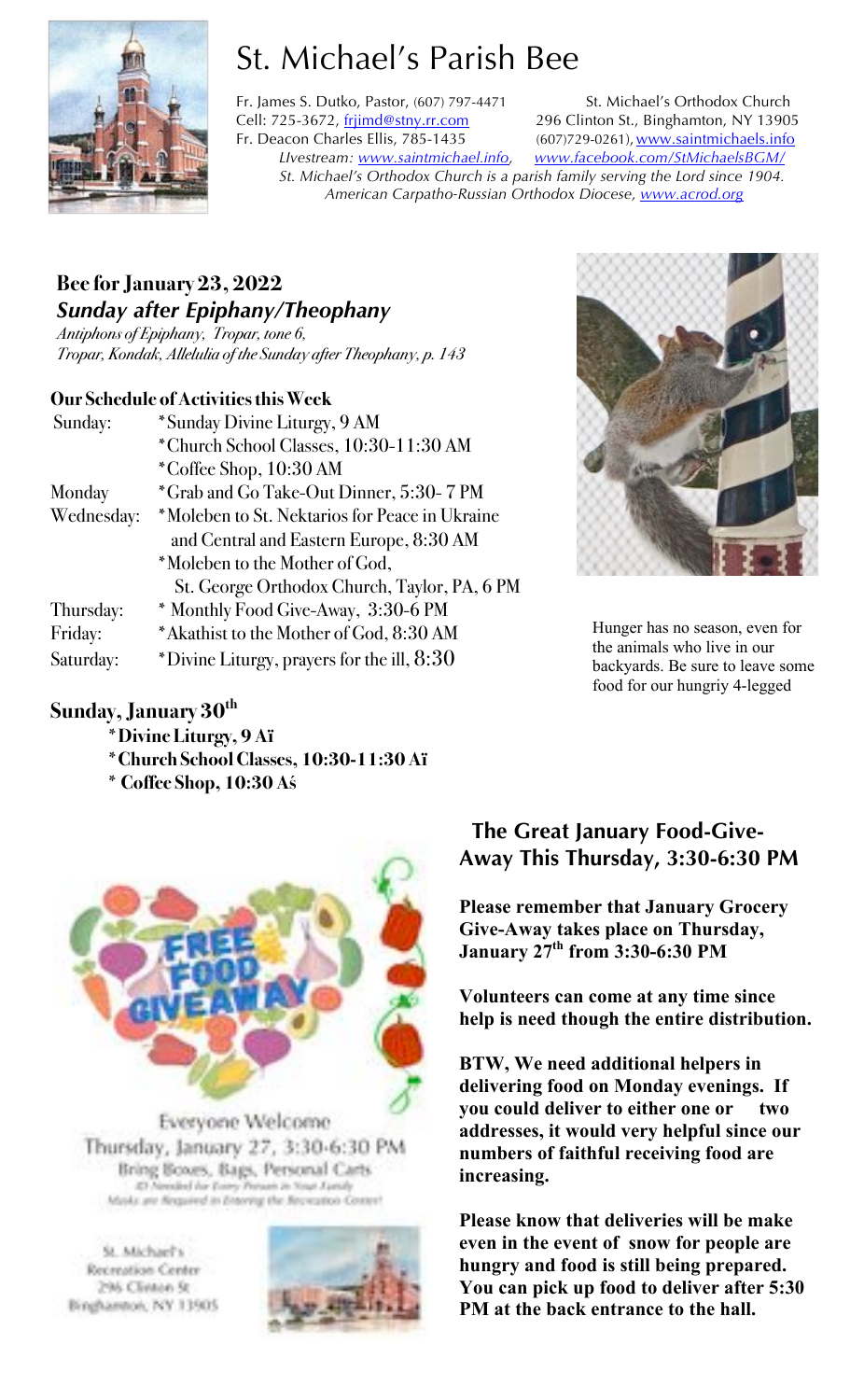# St. Michael's Parish Bee

Fr. James S. Dutko, Pastor, (607) 797-4471
Cell: 725-3672, frjimd@stny.rr.com
Fr. Deacon Charles Ellis, 785-1435

St. Michael's Orthodox Church
296 Clinton St., Binghamton, NY 13905
(607)729-0261), www.saintmichaels.info

*LIvestream: www.saintmichael.info, www.facebook.com/StMichaelsBGM/*
*St. Michael's Orthodox Church is a parish family serving the Lord since 1904.*
*American Carpatho-Russian Orthodox Diocese, www.acrod.org*

## Bee for January 23, 2022
### *Sunday after Epiphany/Theophany*

*Antiphons of Epiphany, Tropar, tone 6,*
*Tropar, Kondak, Allelulia of the Sunday after Theophany, p. 143*

### Our Schedule of Activities this Week

| | |
|---|---|
| Sunday: | *Sunday Divine Liturgy, 9 AM |
| | *Church School Classes, 10:30-11:30 AM |
| | *Coffee Shop, 10:30 AM |
| Monday | *Grab and Go Take-Out Dinner, 5:30- 7 PM |
| Wednesday: | *Moleben to St. Nektarios for Peace in Ukraine and Central and Eastern Europe, 8:30 AM |
| | *Moleben to the Mother of God, St. George Orthodox Church, Taylor, PA, 6 PM |
| Thursday: | * Monthly Food Give-Away, 3:30-6 PM |
| Friday: | *Akathist to the Mother of God, 8:30 AM |
| Saturday: | *Divine Liturgy, prayers for the ill, 8:30 |

Hunger has no season, even for the animals who live in our backyards. Be sure to leave some food for our hungriy 4-legged

### Sunday, January 30th

- **Divine Liturgy, 9 AM**
- **Church School Classes, 10:30-11:30 AM**
- **Coffee Shop, 10:30 AM**

FREE FOOD GIVEAWAY

Everyone Welcome
Thursday, January 27, 3:30-6:30 PM
Bring Boxes, Bags, Personal Carts
ID Needed for Every Person in Your Family
Masks are Required in Entering the Recreation Center!

St. Michael's
Recreation Center
296 Clinton St
Binghamton, NY 13905

## The Great January Food-Give-Away This Thursday, 3:30-6:30 PM

**Please remember that January Grocery Give-Away takes place on Thursday, January 27th from 3:30-6:30 PM**

**Volunteers can come at any time since help is need though the entire distribution.**

**BTW, We need additional helpers in delivering food on Monday evenings. If you could deliver to either one or two addresses, it would very helpful since our numbers of faithful receiving food are increasing.**

**Please know that deliveries will be make even in the event of snow for people are hungry and food is still being prepared. You can pick up food to deliver after 5:30 PM at the back entrance to the hall.**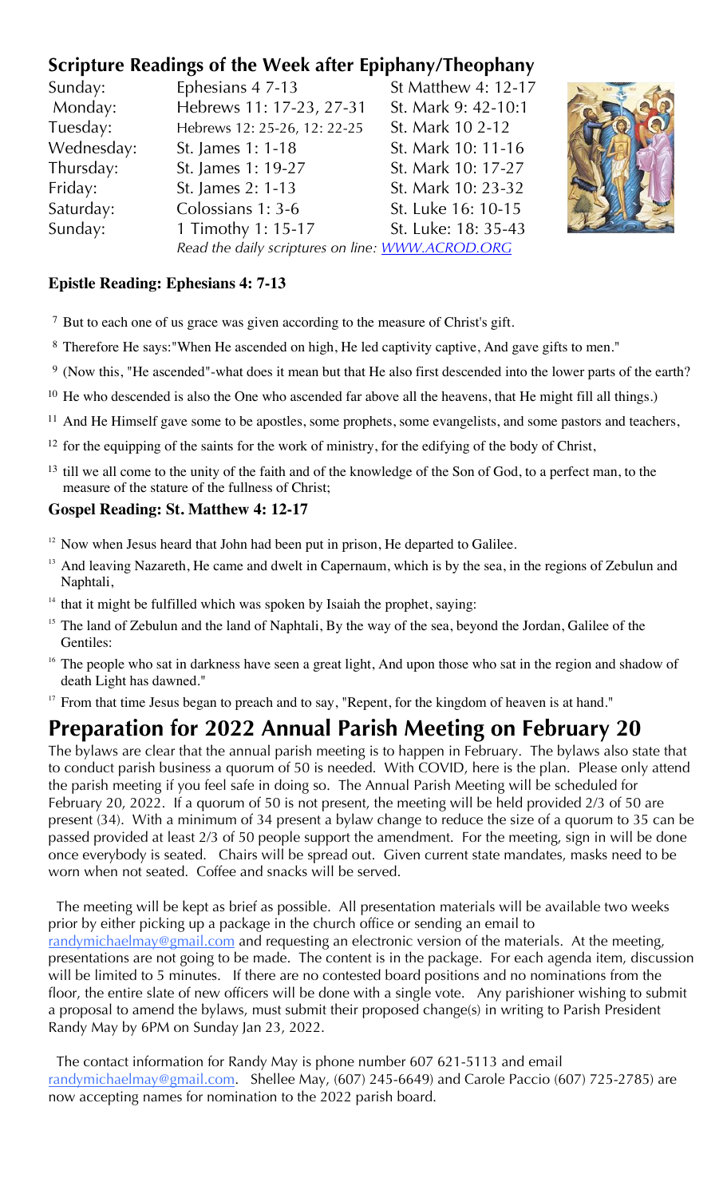## Scripture Readings of the Week after Epiphany/Theophany

| | | |
|---|---|---|
| Sunday: | Ephesians 4 7-13 | St Matthew 4: 12-17 |
| Monday: | Hebrews 11: 17-23, 27-31 | St. Mark 9: 42-10:1 |
| Tuesday: | Hebrews 12: 25-26, 12: 22-25 | St. Mark 10 2-12 |
| Wednesday: | St. James 1: 1-18 | St. Mark 10: 11-16 |
| Thursday: | St. James 1: 19-27 | St. Mark 10: 17-27 |
| Friday: | St. James 2: 1-13 | St. Mark 10: 23-32 |
| Saturday: | Colossians 1: 3-6 | St. Luke 16: 10-15 |
| Sunday: | 1 Timothy 1: 15-17 | St. Luke: 18: 35-43 |

*Read the daily scriptures on line: WWW.ACROD.ORG*

### Epistle Reading: Ephesians 4: 7-13

[7] But to each one of us grace was given according to the measure of Christ's gift.

[8] Therefore He says:"When He ascended on high, He led captivity captive, And gave gifts to men."

[9] (Now this, "He ascended"-what does it mean but that He also first descended into the lower parts of the earth?

[10] He who descended is also the One who ascended far above all the heavens, that He might fill all things.)

[11] And He Himself gave some to be apostles, some prophets, some evangelists, and some pastors and teachers,

[12] for the equipping of the saints for the work of ministry, for the edifying of the body of Christ,

[13] till we all come to the unity of the faith and of the knowledge of the Son of God, to a perfect man, to the measure of the stature of the fullness of Christ;

### Gospel Reading: St. Matthew 4: 12-17

[12] Now when Jesus heard that John had been put in prison, He departed to Galilee.

[13] And leaving Nazareth, He came and dwelt in Capernaum, which is by the sea, in the regions of Zebulun and Naphtali,

[14] that it might be fulfilled which was spoken by Isaiah the prophet, saying:

[15] The land of Zebulun and the land of Naphtali, By the way of the sea, beyond the Jordan, Galilee of the Gentiles:

[16] The people who sat in darkness have seen a great light, And upon those who sat in the region and shadow of death Light has dawned."

[17] From that time Jesus began to preach and to say, "Repent, for the kingdom of heaven is at hand."

# Preparation for 2022 Annual Parish Meeting on February 20

The bylaws are clear that the annual parish meeting is to happen in February. The bylaws also state that to conduct parish business a quorum of 50 is needed. With COVID, here is the plan. Please only attend the parish meeting if you feel safe in doing so. The Annual Parish Meeting will be scheduled for February 20, 2022. If a quorum of 50 is not present, the meeting will be held provided 2/3 of 50 are present (34). With a minimum of 34 present a bylaw change to reduce the size of a quorum to 35 can be passed provided at least 2/3 of 50 people support the amendment. For the meeting, sign in will be done once everybody is seated. Chairs will be spread out. Given current state mandates, masks need to be worn when not seated. Coffee and snacks will be served.

The meeting will be kept as brief as possible. All presentation materials will be available two weeks prior by either picking up a package in the church office or sending an email to randymichaelmay@gmail.com and requesting an electronic version of the materials. At the meeting, presentations are not going to be made. The content is in the package. For each agenda item, discussion will be limited to 5 minutes. If there are no contested board positions and no nominations from the floor, the entire slate of new officers will be done with a single vote. Any parishioner wishing to submit a proposal to amend the bylaws, must submit their proposed change(s) in writing to Parish President Randy May by 6PM on Sunday Jan 23, 2022.

The contact information for Randy May is phone number 607 621-5113 and email randymichaelmay@gmail.com. Shellee May, (607) 245-6649) and Carole Paccio (607) 725-2785) are now accepting names for nomination to the 2022 parish board.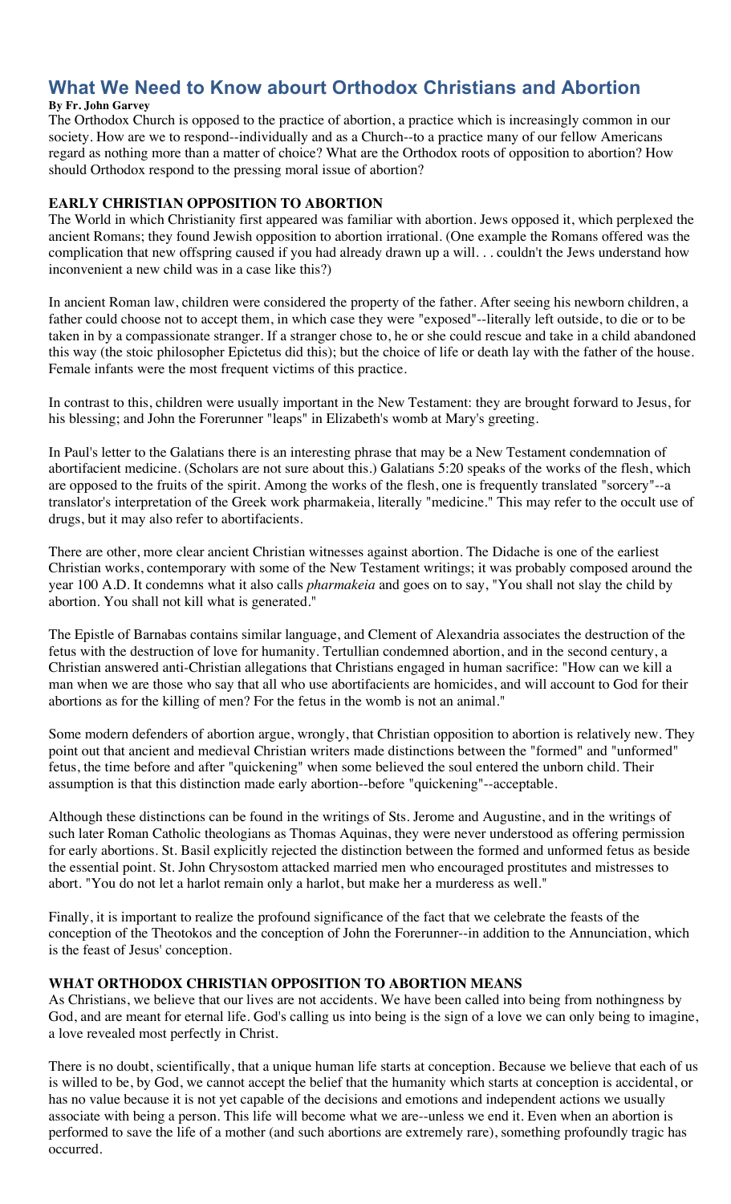# What We Need to Know abourt Orthodox Christians and Abortion

**By Fr. John Garvey**

The Orthodox Church is opposed to the practice of abortion, a practice which is increasingly common in our society. How are we to respond--individually and as a Church--to a practice many of our fellow Americans regard as nothing more than a matter of choice? What are the Orthodox roots of opposition to abortion? How should Orthodox respond to the pressing moral issue of abortion?

## EARLY CHRISTIAN OPPOSITION TO ABORTION

The World in which Christianity first appeared was familiar with abortion. Jews opposed it, which perplexed the ancient Romans; they found Jewish opposition to abortion irrational. (One example the Romans offered was the complication that new offspring caused if you had already drawn up a will. . . couldn't the Jews understand how inconvenient a new child was in a case like this?)

In ancient Roman law, children were considered the property of the father. After seeing his newborn children, a father could choose not to accept them, in which case they were "exposed"--literally left outside, to die or to be taken in by a compassionate stranger. If a stranger chose to, he or she could rescue and take in a child abandoned this way (the stoic philosopher Epictetus did this); but the choice of life or death lay with the father of the house. Female infants were the most frequent victims of this practice.

In contrast to this, children were usually important in the New Testament: they are brought forward to Jesus, for his blessing; and John the Forerunner "leaps" in Elizabeth's womb at Mary's greeting.

In Paul's letter to the Galatians there is an interesting phrase that may be a New Testament condemnation of abortifacient medicine. (Scholars are not sure about this.) Galatians 5:20 speaks of the works of the flesh, which are opposed to the fruits of the spirit. Among the works of the flesh, one is frequently translated "sorcery"--a translator's interpretation of the Greek work pharmakeia, literally "medicine." This may refer to the occult use of drugs, but it may also refer to abortifacients.

There are other, more clear ancient Christian witnesses against abortion. The Didache is one of the earliest Christian works, contemporary with some of the New Testament writings; it was probably composed around the year 100 A.D. It condemns what it also calls *pharmakeia* and goes on to say, "You shall not slay the child by abortion. You shall not kill what is generated."

The Epistle of Barnabas contains similar language, and Clement of Alexandria associates the destruction of the fetus with the destruction of love for humanity. Tertullian condemned abortion, and in the second century, a Christian answered anti-Christian allegations that Christians engaged in human sacrifice: "How can we kill a man when we are those who say that all who use abortifacients are homicides, and will account to God for their abortions as for the killing of men? For the fetus in the womb is not an animal."

Some modern defenders of abortion argue, wrongly, that Christian opposition to abortion is relatively new. They point out that ancient and medieval Christian writers made distinctions between the "formed" and "unformed" fetus, the time before and after "quickening" when some believed the soul entered the unborn child. Their assumption is that this distinction made early abortion--before "quickening"--acceptable.

Although these distinctions can be found in the writings of Sts. Jerome and Augustine, and in the writings of such later Roman Catholic theologians as Thomas Aquinas, they were never understood as offering permission for early abortions. St. Basil explicitly rejected the distinction between the formed and unformed fetus as beside the essential point. St. John Chrysostom attacked married men who encouraged prostitutes and mistresses to abort. "You do not let a harlot remain only a harlot, but make her a murderess as well."

Finally, it is important to realize the profound significance of the fact that we celebrate the feasts of the conception of the Theotokos and the conception of John the Forerunner--in addition to the Annunciation, which is the feast of Jesus' conception.

## WHAT ORTHODOX CHRISTIAN OPPOSITION TO ABORTION MEANS

As Christians, we believe that our lives are not accidents. We have been called into being from nothingness by God, and are meant for eternal life. God's calling us into being is the sign of a love we can only being to imagine, a love revealed most perfectly in Christ.

There is no doubt, scientifically, that a unique human life starts at conception. Because we believe that each of us is willed to be, by God, we cannot accept the belief that the humanity which starts at conception is accidental, or has no value because it is not yet capable of the decisions and emotions and independent actions we usually associate with being a person. This life will become what we are--unless we end it. Even when an abortion is performed to save the life of a mother (and such abortions are extremely rare), something profoundly tragic has occurred.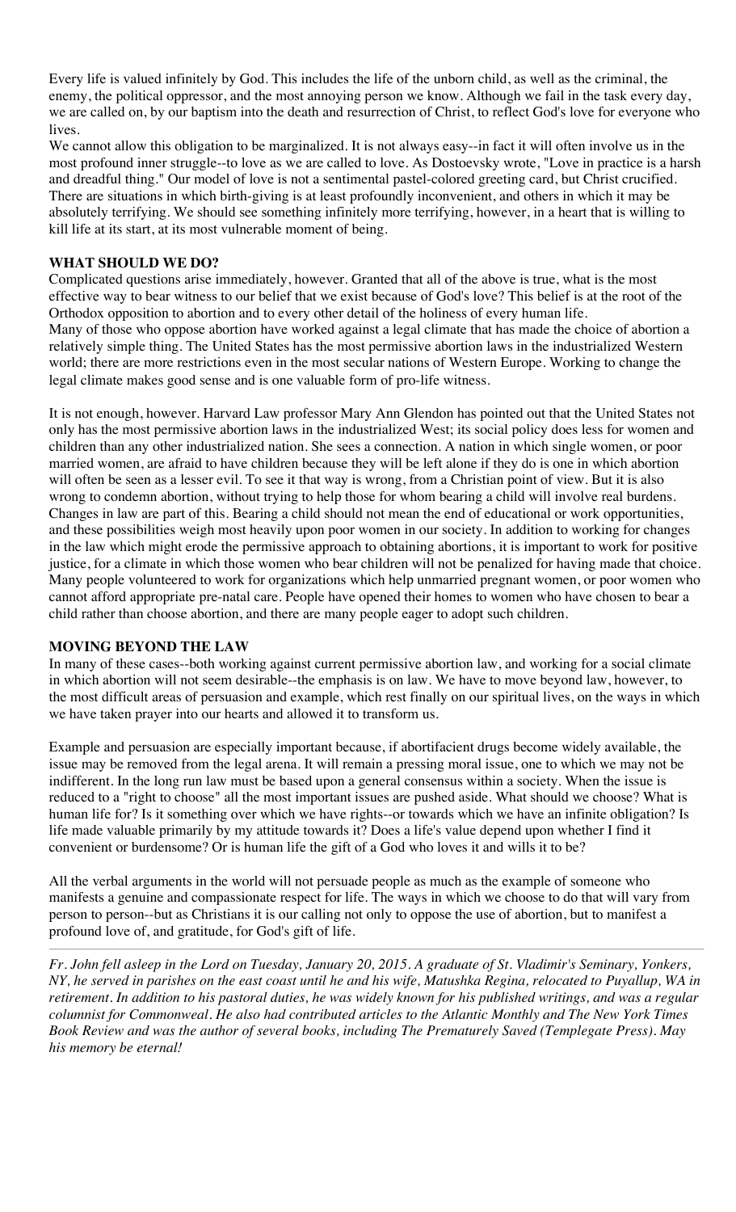Every life is valued infinitely by God. This includes the life of the unborn child, as well as the criminal, the enemy, the political oppressor, and the most annoying person we know. Although we fail in the task every day, we are called on, by our baptism into the death and resurrection of Christ, to reflect God's love for everyone who lives.

We cannot allow this obligation to be marginalized. It is not always easy--in fact it will often involve us in the most profound inner struggle--to love as we are called to love. As Dostoevsky wrote, "Love in practice is a harsh and dreadful thing." Our model of love is not a sentimental pastel-colored greeting card, but Christ crucified. There are situations in which birth-giving is at least profoundly inconvenient, and others in which it may be absolutely terrifying. We should see something infinitely more terrifying, however, in a heart that is willing to kill life at its start, at its most vulnerable moment of being.

## WHAT SHOULD WE DO?

Complicated questions arise immediately, however. Granted that all of the above is true, what is the most effective way to bear witness to our belief that we exist because of God's love? This belief is at the root of the Orthodox opposition to abortion and to every other detail of the holiness of every human life.

Many of those who oppose abortion have worked against a legal climate that has made the choice of abortion a relatively simple thing. The United States has the most permissive abortion laws in the industrialized Western world; there are more restrictions even in the most secular nations of Western Europe. Working to change the legal climate makes good sense and is one valuable form of pro-life witness.

It is not enough, however. Harvard Law professor Mary Ann Glendon has pointed out that the United States not only has the most permissive abortion laws in the industrialized West; its social policy does less for women and children than any other industrialized nation. She sees a connection. A nation in which single women, or poor married women, are afraid to have children because they will be left alone if they do is one in which abortion will often be seen as a lesser evil. To see it that way is wrong, from a Christian point of view. But it is also wrong to condemn abortion, without trying to help those for whom bearing a child will involve real burdens. Changes in law are part of this. Bearing a child should not mean the end of educational or work opportunities, and these possibilities weigh most heavily upon poor women in our society. In addition to working for changes in the law which might erode the permissive approach to obtaining abortions, it is important to work for positive justice, for a climate in which those women who bear children will not be penalized for having made that choice. Many people volunteered to work for organizations which help unmarried pregnant women, or poor women who cannot afford appropriate pre-natal care. People have opened their homes to women who have chosen to bear a child rather than choose abortion, and there are many people eager to adopt such children.

## MOVING BEYOND THE LAW

In many of these cases--both working against current permissive abortion law, and working for a social climate in which abortion will not seem desirable--the emphasis is on law. We have to move beyond law, however, to the most difficult areas of persuasion and example, which rest finally on our spiritual lives, on the ways in which we have taken prayer into our hearts and allowed it to transform us.

Example and persuasion are especially important because, if abortifacient drugs become widely available, the issue may be removed from the legal arena. It will remain a pressing moral issue, one to which we may not be indifferent. In the long run law must be based upon a general consensus within a society. When the issue is reduced to a "right to choose" all the most important issues are pushed aside. What should we choose? What is human life for? Is it something over which we have rights--or towards which we have an infinite obligation? Is life made valuable primarily by my attitude towards it? Does a life's value depend upon whether I find it convenient or burdensome? Or is human life the gift of a God who loves it and wills it to be?

All the verbal arguments in the world will not persuade people as much as the example of someone who manifests a genuine and compassionate respect for life. The ways in which we choose to do that will vary from person to person--but as Christians it is our calling not only to oppose the use of abortion, but to manifest a profound love of, and gratitude, for God's gift of life.

---

*Fr. John fell asleep in the Lord on Tuesday, January 20, 2015. A graduate of St. Vladimir's Seminary, Yonkers, NY, he served in parishes on the east coast until he and his wife, Matushka Regina, relocated to Puyallup, WA in retirement. In addition to his pastoral duties, he was widely known for his published writings, and was a regular columnist for Commonweal. He also had contributed articles to the Atlantic Monthly and The New York Times Book Review and was the author of several books, including The Prematurely Saved (Templegate Press). May his memory be eternal!*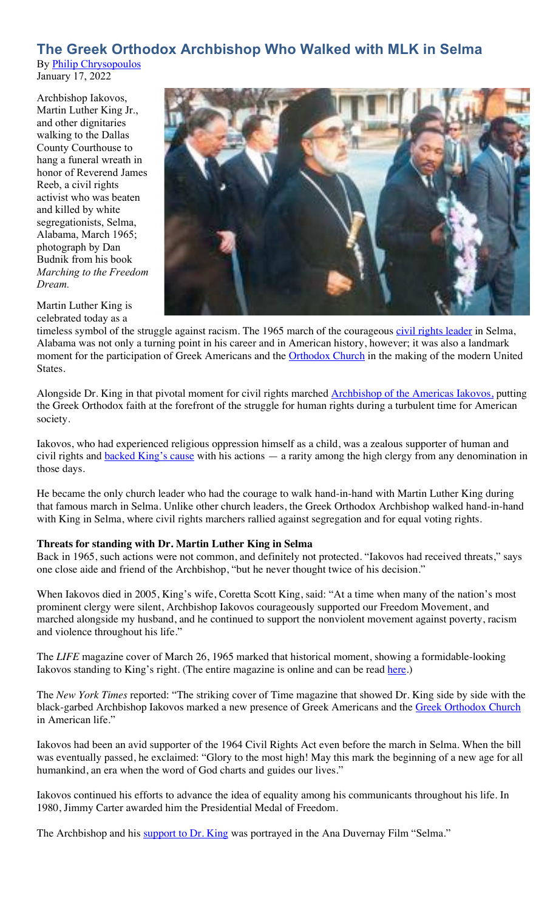# The Greek Orthodox Archbishop Who Walked with MLK in Selma

By Philip Chrysopoulos
January 17, 2022

Archbishop Iakovos, Martin Luther King Jr., and other dignitaries walking to the Dallas County Courthouse to hang a funeral wreath in honor of Reverend James Reeb, a civil rights activist who was beaten and killed by white segregationists, Selma, Alabama, March 1965; photograph by Dan Budnik from his book *Marching to the Freedom Dream.*

Martin Luther King is celebrated today as a timeless symbol of the struggle against racism. The 1965 march of the courageous civil rights leader in Selma, Alabama was not only a turning point in his career and in American history, however; it was also a landmark moment for the participation of Greek Americans and the Orthodox Church in the making of the modern United States.

Alongside Dr. King in that pivotal moment for civil rights marched Archbishop of the Americas Iakovos, putting the Greek Orthodox faith at the forefront of the struggle for human rights during a turbulent time for American society.

Iakovos, who had experienced religious oppression himself as a child, was a zealous supporter of human and civil rights and backed King's cause with his actions — a rarity among the high clergy from any denomination in those days.

He became the only church leader who had the courage to walk hand-in-hand with Martin Luther King during that famous march in Selma. Unlike other church leaders, the Greek Orthodox Archbishop walked hand-in-hand with King in Selma, where civil rights marchers rallied against segregation and for equal voting rights.

**Threats for standing with Dr. Martin Luther King in Selma**

Back in 1965, such actions were not common, and definitely not protected. "Iakovos had received threats," says one close aide and friend of the Archbishop, "but he never thought twice of his decision."

When Iakovos died in 2005, King's wife, Coretta Scott King, said: "At a time when many of the nation's most prominent clergy were silent, Archbishop Iakovos courageously supported our Freedom Movement, and marched alongside my husband, and he continued to support the nonviolent movement against poverty, racism and violence throughout his life."

The *LIFE* magazine cover of March 26, 1965 marked that historical moment, showing a formidable-looking Iakovos standing to King's right. (The entire magazine is online and can be read here.)

The *New York Times* reported: "The striking cover of Time magazine that showed Dr. King side by side with the black-garbed Archbishop Iakovos marked a new presence of Greek Americans and the Greek Orthodox Church in American life."

Iakovos had been an avid supporter of the 1964 Civil Rights Act even before the march in Selma. When the bill was eventually passed, he exclaimed: "Glory to the most high! May this mark the beginning of a new age for all humankind, an era when the word of God charts and guides our lives."

Iakovos continued his efforts to advance the idea of equality among his communicants throughout his life. In 1980, Jimmy Carter awarded him the Presidential Medal of Freedom.

The Archbishop and his support to Dr. King was portrayed in the Ana Duvernay Film "Selma."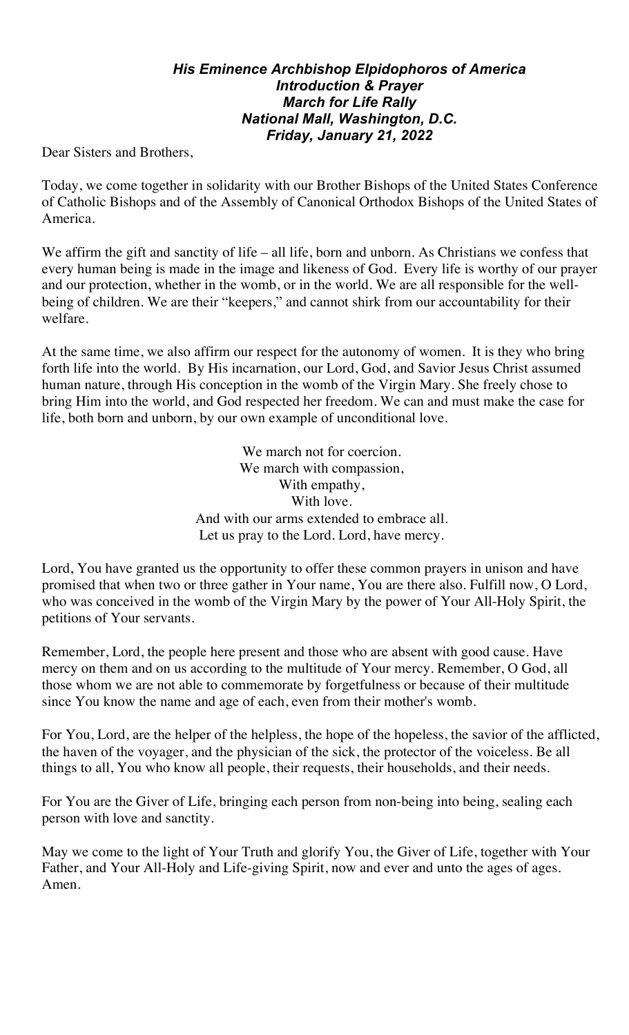***His Eminence Archbishop Elpidophoros of America***
***Introduction & Prayer***
***March for Life Rally***
***National Mall, Washington, D.C.***
***Friday, January 21, 2022***

Dear Sisters and Brothers,

Today, we come together in solidarity with our Brother Bishops of the United States Conference of Catholic Bishops and of the Assembly of Canonical Orthodox Bishops of the United States of America.

We affirm the gift and sanctity of life – all life, born and unborn. As Christians we confess that every human being is made in the image and likeness of God. Every life is worthy of our prayer and our protection, whether in the womb, or in the world. We are all responsible for the well-being of children. We are their "keepers," and cannot shirk from our accountability for their welfare.

At the same time, we also affirm our respect for the autonomy of women. It is they who bring forth life into the world. By His incarnation, our Lord, God, and Savior Jesus Christ assumed human nature, through His conception in the womb of the Virgin Mary. She freely chose to bring Him into the world, and God respected her freedom. We can and must make the case for life, both born and unborn, by our own example of unconditional love.

We march not for coercion.
We march with compassion,
With empathy,
With love.
And with our arms extended to embrace all.
Let us pray to the Lord. Lord, have mercy.

Lord, You have granted us the opportunity to offer these common prayers in unison and have promised that when two or three gather in Your name, You are there also. Fulfill now, O Lord, who was conceived in the womb of the Virgin Mary by the power of Your All-Holy Spirit, the petitions of Your servants.

Remember, Lord, the people here present and those who are absent with good cause. Have mercy on them and on us according to the multitude of Your mercy. Remember, O God, all those whom we are not able to commemorate by forgetfulness or because of their multitude since You know the name and age of each, even from their mother's womb.

For You, Lord, are the helper of the helpless, the hope of the hopeless, the savior of the afflicted, the haven of the voyager, and the physician of the sick, the protector of the voiceless. Be all things to all, You who know all people, their requests, their households, and their needs.

For You are the Giver of Life, bringing each person from non-being into being, sealing each person with love and sanctity.

May we come to the light of Your Truth and glorify You, the Giver of Life, together with Your Father, and Your All-Holy and Life-giving Spirit, now and ever and unto the ages of ages. Amen.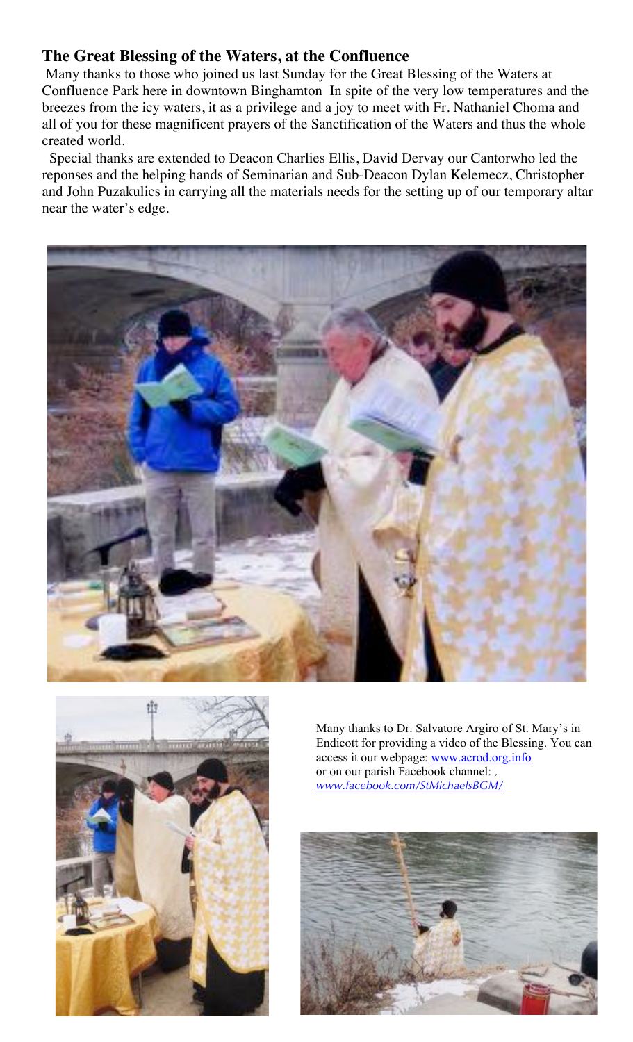## The Great Blessing of the Waters, at the Confluence

Many thanks to those who joined us last Sunday for the Great Blessing of the Waters at Confluence Park here in downtown Binghamton In spite of the very low temperatures and the breezes from the icy waters, it as a privilege and a joy to meet with Fr. Nathaniel Choma and all of you for these magnificent prayers of the Sanctification of the Waters and thus the whole created world.

Special thanks are extended to Deacon Charlies Ellis, David Dervay our Cantorwho led the reponses and the helping hands of Seminarian and Sub-Deacon Dylan Kelemecz, Christopher and John Puzakulics in carrying all the materials needs for the setting up of our temporary altar near the water's edge.

Many thanks to Dr. Salvatore Argiro of St. Mary's in Endicott for providing a video of the Blessing. You can access it our webpage: [www.acrod.org.info](http://www.acrod.org.info)
or on our parish Facebook channel: ,
*[www.facebook.com/StMichaelsBGM/](http://www.facebook.com/StMichaelsBGM/)*